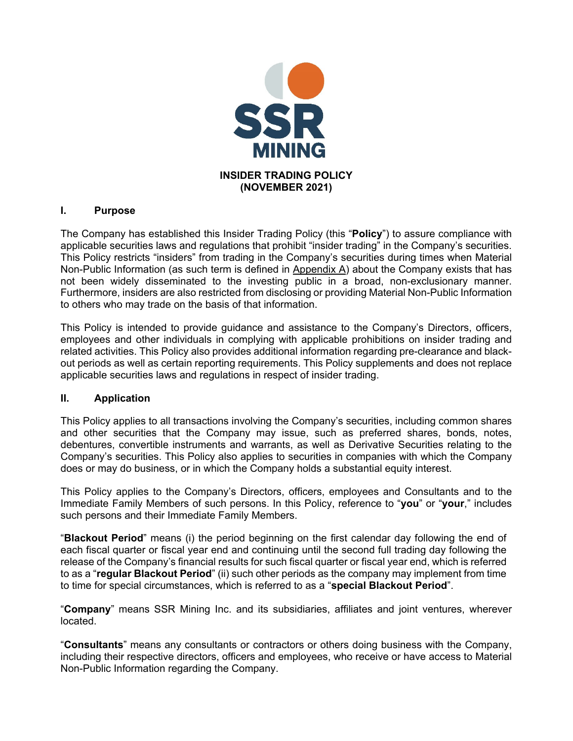SSR MINING

# INSIDER TRADING POLICY (NOVEMBER 2021)

## I. Purpose

The Company has established this Insider Trading Policy (this "**Policy**") to assure compliance with applicable securities laws and regulations that prohibit "insider trading" in the Company's securities. This Policy restricts "insiders" from trading in the Company's securities during times when Material Non-Public Information (as such term is defined in Appendix A) about the Company exists that has not been widely disseminated to the investing public in a broad, non-exclusionary manner. Furthermore, insiders are also restricted from disclosing or providing Material Non-Public Information to others who may trade on the basis of that information.

This Policy is intended to provide guidance and assistance to the Company's Directors, officers, employees and other individuals in complying with applicable prohibitions on insider trading and related activities. This Policy also provides additional information regarding pre-clearance and black-out periods as well as certain reporting requirements. This Policy supplements and does not replace applicable securities laws and regulations in respect of insider trading.

## II. Application

This Policy applies to all transactions involving the Company's securities, including common shares and other securities that the Company may issue, such as preferred shares, bonds, notes, debentures, convertible instruments and warrants, as well as Derivative Securities relating to the Company's securities. This Policy also applies to securities in companies with which the Company does or may do business, or in which the Company holds a substantial equity interest.

This Policy applies to the Company's Directors, officers, employees and Consultants and to the Immediate Family Members of such persons. In this Policy, reference to "**you**" or "**your**," includes such persons and their Immediate Family Members.

"**Blackout Period**" means (i) the period beginning on the first calendar day following the end of each fiscal quarter or fiscal year end and continuing until the second full trading day following the release of the Company's financial results for such fiscal quarter or fiscal year end, which is referred to as a "**regular Blackout Period**" (ii) such other periods as the company may implement from time to time for special circumstances, which is referred to as a "**special Blackout Period**".

"**Company**" means SSR Mining Inc. and its subsidiaries, affiliates and joint ventures, wherever located.

"**Consultants**" means any consultants or contractors or others doing business with the Company, including their respective directors, officers and employees, who receive or have access to Material Non-Public Information regarding the Company.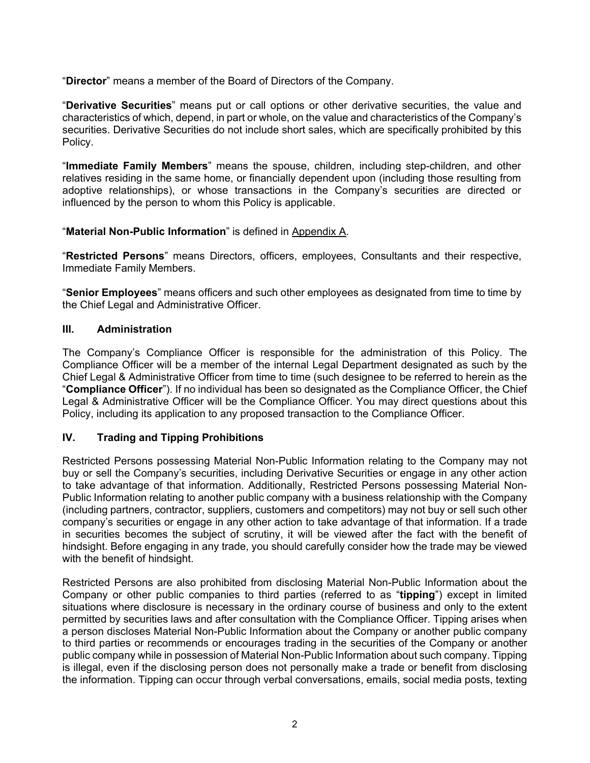"**Director**" means a member of the Board of Directors of the Company.

"**Derivative Securities**" means put or call options or other derivative securities, the value and characteristics of which, depend, in part or whole, on the value and characteristics of the Company's securities. Derivative Securities do not include short sales, which are specifically prohibited by this Policy.

"**Immediate Family Members**" means the spouse, children, including step-children, and other relatives residing in the same home, or financially dependent upon (including those resulting from adoptive relationships), or whose transactions in the Company's securities are directed or influenced by the person to whom this Policy is applicable.

"**Material Non-Public Information**" is defined in Appendix A.

"**Restricted Persons**" means Directors, officers, employees, Consultants and their respective, Immediate Family Members.

"**Senior Employees**" means officers and such other employees as designated from time to time by the Chief Legal and Administrative Officer.

## III. Administration

The Company's Compliance Officer is responsible for the administration of this Policy. The Compliance Officer will be a member of the internal Legal Department designated as such by the Chief Legal & Administrative Officer from time to time (such designee to be referred to herein as the "**Compliance Officer**"). If no individual has been so designated as the Compliance Officer, the Chief Legal & Administrative Officer will be the Compliance Officer. You may direct questions about this Policy, including its application to any proposed transaction to the Compliance Officer.

## IV. Trading and Tipping Prohibitions

Restricted Persons possessing Material Non-Public Information relating to the Company may not buy or sell the Company's securities, including Derivative Securities or engage in any other action to take advantage of that information. Additionally, Restricted Persons possessing Material Non-Public Information relating to another public company with a business relationship with the Company (including partners, contractor, suppliers, customers and competitors) may not buy or sell such other company's securities or engage in any other action to take advantage of that information. If a trade in securities becomes the subject of scrutiny, it will be viewed after the fact with the benefit of hindsight. Before engaging in any trade, you should carefully consider how the trade may be viewed with the benefit of hindsight.

Restricted Persons are also prohibited from disclosing Material Non-Public Information about the Company or other public companies to third parties (referred to as "**tipping**") except in limited situations where disclosure is necessary in the ordinary course of business and only to the extent permitted by securities laws and after consultation with the Compliance Officer. Tipping arises when a person discloses Material Non-Public Information about the Company or another public company to third parties or recommends or encourages trading in the securities of the Company or another public company while in possession of Material Non-Public Information about such company. Tipping is illegal, even if the disclosing person does not personally make a trade or benefit from disclosing the information. Tipping can occur through verbal conversations, emails, social media posts, texting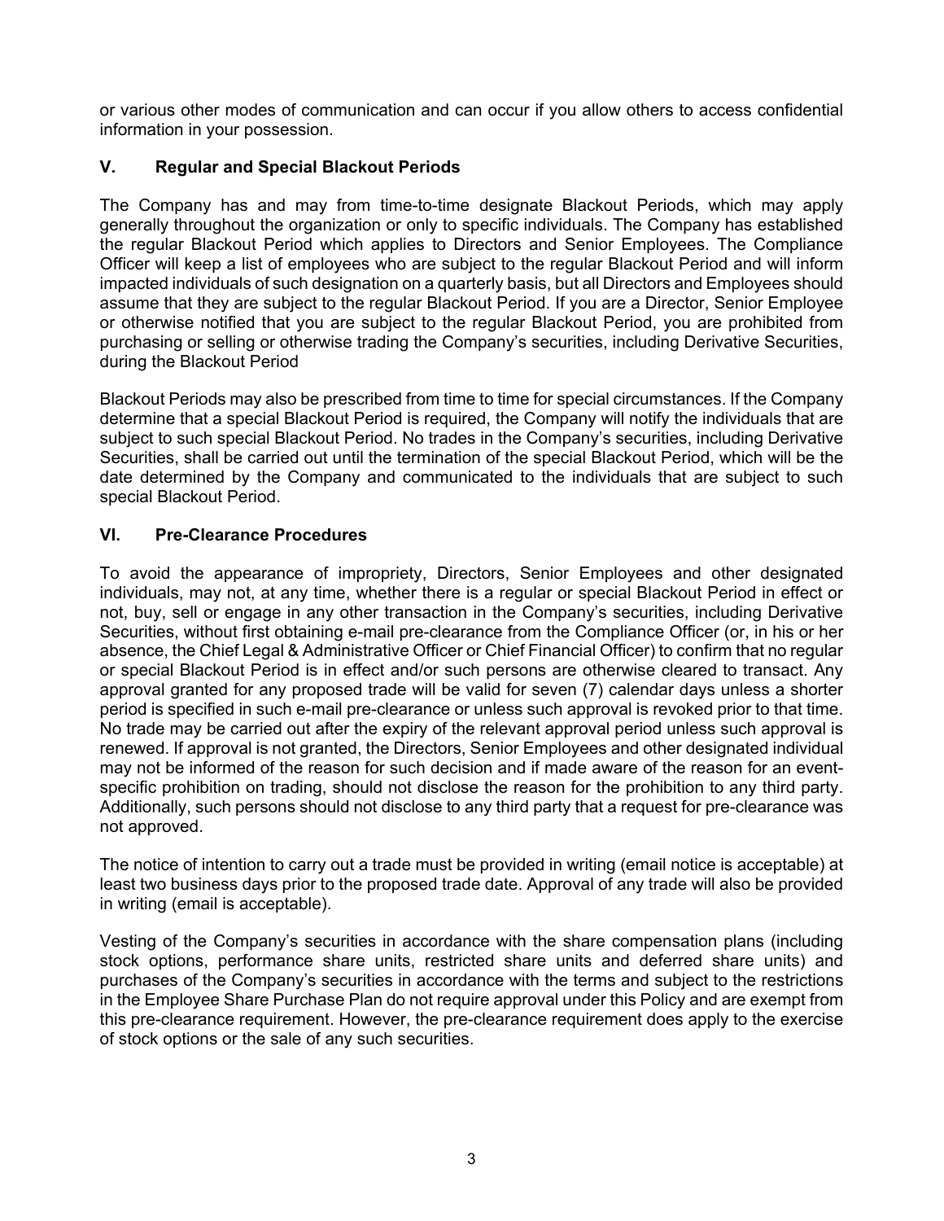or various other modes of communication and can occur if you allow others to access confidential information in your possession.

## V. Regular and Special Blackout Periods

The Company has and may from time-to-time designate Blackout Periods, which may apply generally throughout the organization or only to specific individuals. The Company has established the regular Blackout Period which applies to Directors and Senior Employees. The Compliance Officer will keep a list of employees who are subject to the regular Blackout Period and will inform impacted individuals of such designation on a quarterly basis, but all Directors and Employees should assume that they are subject to the regular Blackout Period. If you are a Director, Senior Employee or otherwise notified that you are subject to the regular Blackout Period, you are prohibited from purchasing or selling or otherwise trading the Company's securities, including Derivative Securities, during the Blackout Period

Blackout Periods may also be prescribed from time to time for special circumstances. If the Company determine that a special Blackout Period is required, the Company will notify the individuals that are subject to such special Blackout Period. No trades in the Company's securities, including Derivative Securities, shall be carried out until the termination of the special Blackout Period, which will be the date determined by the Company and communicated to the individuals that are subject to such special Blackout Period.

## VI. Pre-Clearance Procedures

To avoid the appearance of impropriety, Directors, Senior Employees and other designated individuals, may not, at any time, whether there is a regular or special Blackout Period in effect or not, buy, sell or engage in any other transaction in the Company's securities, including Derivative Securities, without first obtaining e-mail pre-clearance from the Compliance Officer (or, in his or her absence, the Chief Legal & Administrative Officer or Chief Financial Officer) to confirm that no regular or special Blackout Period is in effect and/or such persons are otherwise cleared to transact. Any approval granted for any proposed trade will be valid for seven (7) calendar days unless a shorter period is specified in such e-mail pre-clearance or unless such approval is revoked prior to that time. No trade may be carried out after the expiry of the relevant approval period unless such approval is renewed. If approval is not granted, the Directors, Senior Employees and other designated individual may not be informed of the reason for such decision and if made aware of the reason for an event-specific prohibition on trading, should not disclose the reason for the prohibition to any third party. Additionally, such persons should not disclose to any third party that a request for pre-clearance was not approved.

The notice of intention to carry out a trade must be provided in writing (email notice is acceptable) at least two business days prior to the proposed trade date. Approval of any trade will also be provided in writing (email is acceptable).

Vesting of the Company's securities in accordance with the share compensation plans (including stock options, performance share units, restricted share units and deferred share units) and purchases of the Company's securities in accordance with the terms and subject to the restrictions in the Employee Share Purchase Plan do not require approval under this Policy and are exempt from this pre-clearance requirement. However, the pre-clearance requirement does apply to the exercise of stock options or the sale of any such securities.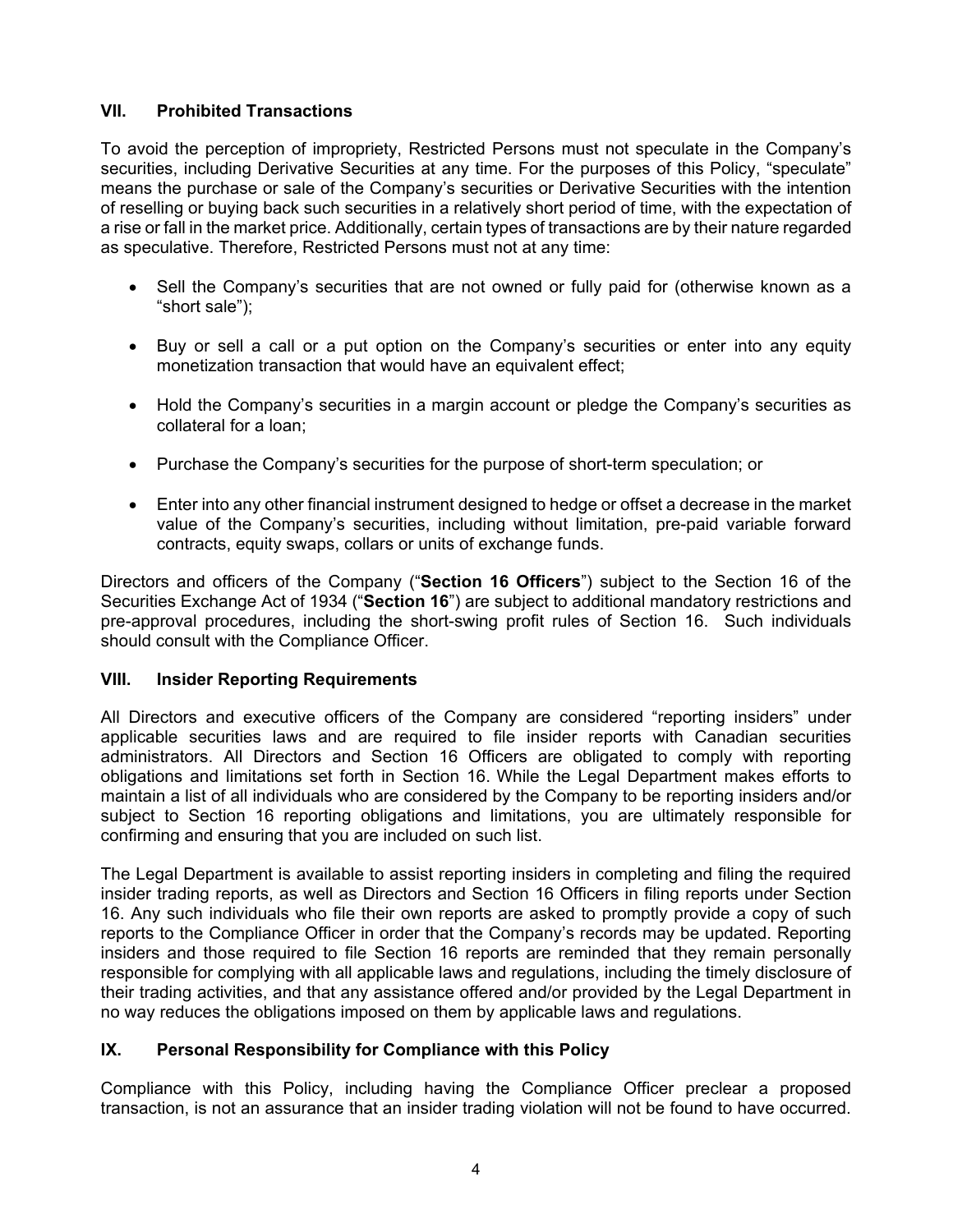## VII. Prohibited Transactions

To avoid the perception of impropriety, Restricted Persons must not speculate in the Company's securities, including Derivative Securities at any time. For the purposes of this Policy, "speculate" means the purchase or sale of the Company's securities or Derivative Securities with the intention of reselling or buying back such securities in a relatively short period of time, with the expectation of a rise or fall in the market price. Additionally, certain types of transactions are by their nature regarded as speculative. Therefore, Restricted Persons must not at any time:

- Sell the Company's securities that are not owned or fully paid for (otherwise known as a "short sale");
- Buy or sell a call or a put option on the Company's securities or enter into any equity monetization transaction that would have an equivalent effect;
- Hold the Company's securities in a margin account or pledge the Company's securities as collateral for a loan;
- Purchase the Company's securities for the purpose of short-term speculation; or
- Enter into any other financial instrument designed to hedge or offset a decrease in the market value of the Company's securities, including without limitation, pre-paid variable forward contracts, equity swaps, collars or units of exchange funds.

Directors and officers of the Company ("**Section 16 Officers**") subject to the Section 16 of the Securities Exchange Act of 1934 ("**Section 16**") are subject to additional mandatory restrictions and pre-approval procedures, including the short-swing profit rules of Section 16. Such individuals should consult with the Compliance Officer.

## VIII. Insider Reporting Requirements

All Directors and executive officers of the Company are considered "reporting insiders" under applicable securities laws and are required to file insider reports with Canadian securities administrators. All Directors and Section 16 Officers are obligated to comply with reporting obligations and limitations set forth in Section 16. While the Legal Department makes efforts to maintain a list of all individuals who are considered by the Company to be reporting insiders and/or subject to Section 16 reporting obligations and limitations, you are ultimately responsible for confirming and ensuring that you are included on such list.

The Legal Department is available to assist reporting insiders in completing and filing the required insider trading reports, as well as Directors and Section 16 Officers in filing reports under Section 16. Any such individuals who file their own reports are asked to promptly provide a copy of such reports to the Compliance Officer in order that the Company's records may be updated. Reporting insiders and those required to file Section 16 reports are reminded that they remain personally responsible for complying with all applicable laws and regulations, including the timely disclosure of their trading activities, and that any assistance offered and/or provided by the Legal Department in no way reduces the obligations imposed on them by applicable laws and regulations.

## IX. Personal Responsibility for Compliance with this Policy

Compliance with this Policy, including having the Compliance Officer preclear a proposed transaction, is not an assurance that an insider trading violation will not be found to have occurred.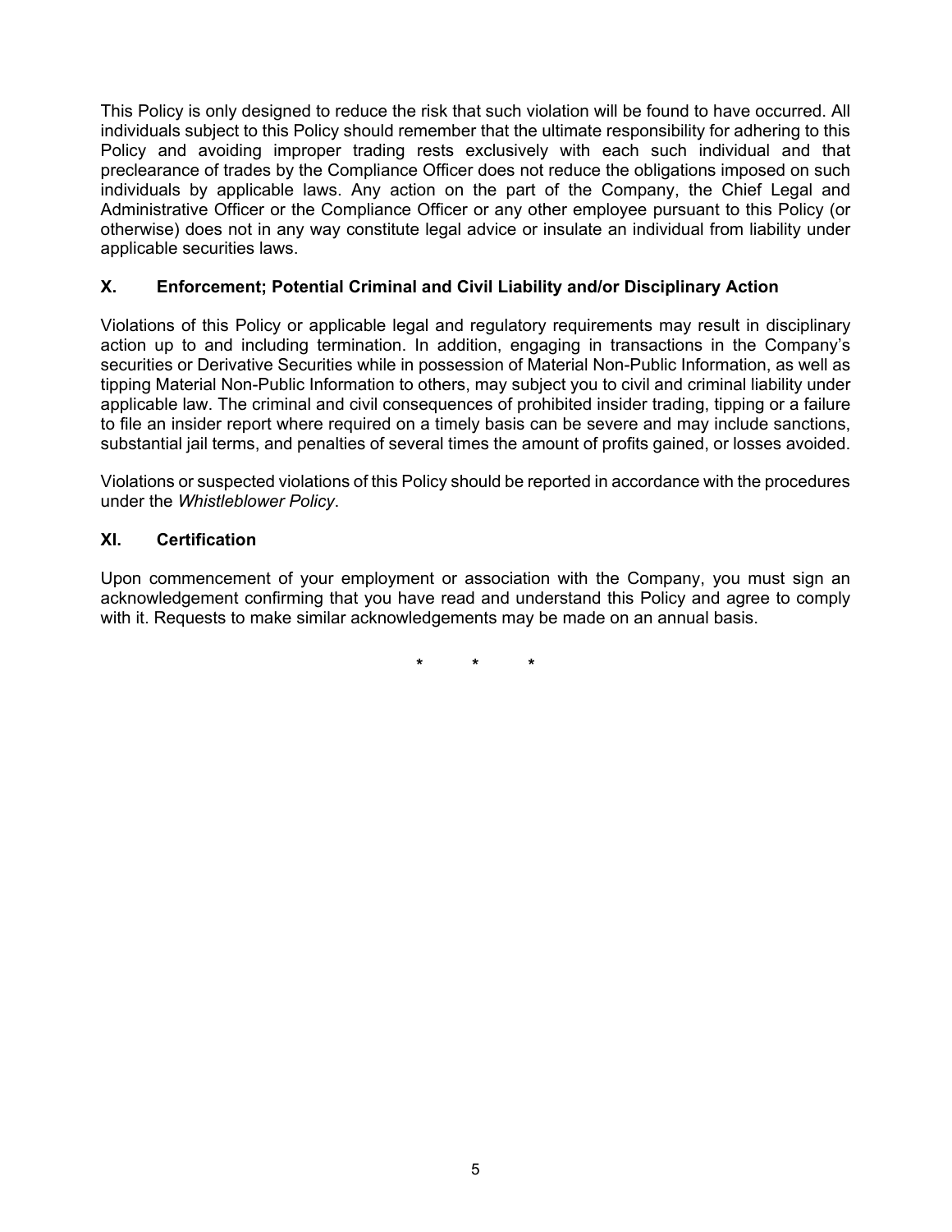This Policy is only designed to reduce the risk that such violation will be found to have occurred. All individuals subject to this Policy should remember that the ultimate responsibility for adhering to this Policy and avoiding improper trading rests exclusively with each such individual and that preclearance of trades by the Compliance Officer does not reduce the obligations imposed on such individuals by applicable laws. Any action on the part of the Company, the Chief Legal and Administrative Officer or the Compliance Officer or any other employee pursuant to this Policy (or otherwise) does not in any way constitute legal advice or insulate an individual from liability under applicable securities laws.

## X. Enforcement; Potential Criminal and Civil Liability and/or Disciplinary Action

Violations of this Policy or applicable legal and regulatory requirements may result in disciplinary action up to and including termination. In addition, engaging in transactions in the Company's securities or Derivative Securities while in possession of Material Non-Public Information, as well as tipping Material Non-Public Information to others, may subject you to civil and criminal liability under applicable law. The criminal and civil consequences of prohibited insider trading, tipping or a failure to file an insider report where required on a timely basis can be severe and may include sanctions, substantial jail terms, and penalties of several times the amount of profits gained, or losses avoided.

Violations or suspected violations of this Policy should be reported in accordance with the procedures under the *Whistleblower Policy*.

## XI. Certification

Upon commencement of your employment or association with the Company, you must sign an acknowledgement confirming that you have read and understand this Policy and agree to comply with it. Requests to make similar acknowledgements may be made on an annual basis.

\* \* \*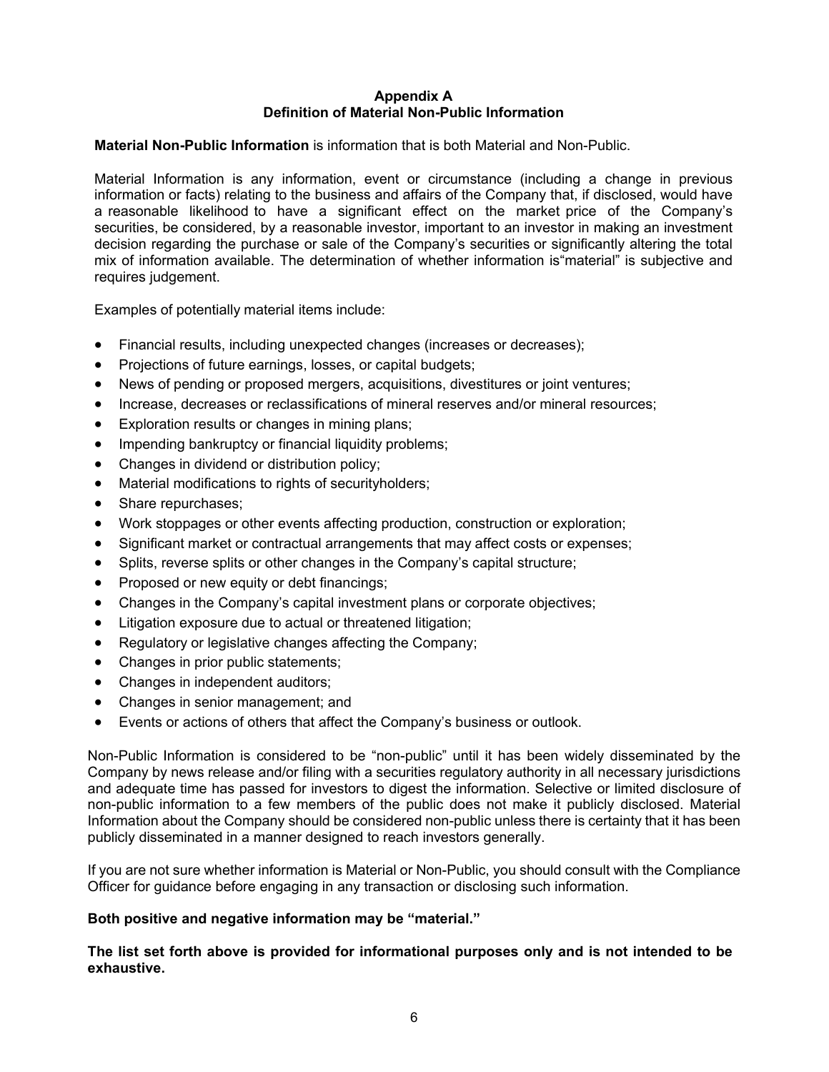## Appendix A
## Definition of Material Non-Public Information

**Material Non-Public Information** is information that is both Material and Non-Public.

Material Information is any information, event or circumstance (including a change in previous information or facts) relating to the business and affairs of the Company that, if disclosed, would have a reasonable likelihood to have a significant effect on the market price of the Company's securities, be considered, by a reasonable investor, important to an investor in making an investment decision regarding the purchase or sale of the Company's securities or significantly altering the total mix of information available. The determination of whether information is"material" is subjective and requires judgement.

Examples of potentially material items include:

- Financial results, including unexpected changes (increases or decreases);
- Projections of future earnings, losses, or capital budgets;
- News of pending or proposed mergers, acquisitions, divestitures or joint ventures;
- Increase, decreases or reclassifications of mineral reserves and/or mineral resources;
- Exploration results or changes in mining plans;
- Impending bankruptcy or financial liquidity problems;
- Changes in dividend or distribution policy;
- Material modifications to rights of securityholders;
- Share repurchases;
- Work stoppages or other events affecting production, construction or exploration;
- Significant market or contractual arrangements that may affect costs or expenses;
- Splits, reverse splits or other changes in the Company's capital structure;
- Proposed or new equity or debt financings;
- Changes in the Company's capital investment plans or corporate objectives;
- Litigation exposure due to actual or threatened litigation;
- Regulatory or legislative changes affecting the Company;
- Changes in prior public statements;
- Changes in independent auditors;
- Changes in senior management; and
- Events or actions of others that affect the Company's business or outlook.

Non-Public Information is considered to be "non-public" until it has been widely disseminated by the Company by news release and/or filing with a securities regulatory authority in all necessary jurisdictions and adequate time has passed for investors to digest the information. Selective or limited disclosure of non-public information to a few members of the public does not make it publicly disclosed. Material Information about the Company should be considered non-public unless there is certainty that it has been publicly disseminated in a manner designed to reach investors generally.

If you are not sure whether information is Material or Non-Public, you should consult with the Compliance Officer for guidance before engaging in any transaction or disclosing such information.

**Both positive and negative information may be "material."**

**The list set forth above is provided for informational purposes only and is not intended to be exhaustive.**